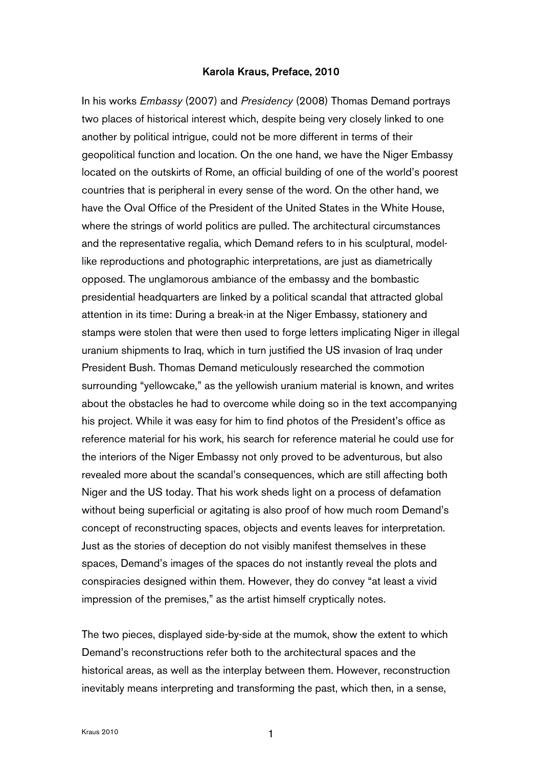**Karola Kraus, Preface, 2010**

In his works *Embassy* (2007) and *Presidency* (2008) Thomas Demand portrays two places of historical interest which, despite being very closely linked to one another by political intrigue, could not be more different in terms of their geopolitical function and location. On the one hand, we have the Niger Embassy located on the outskirts of Rome, an official building of one of the world's poorest countries that is peripheral in every sense of the word. On the other hand, we have the Oval Office of the President of the United States in the White House, where the strings of world politics are pulled. The architectural circumstances and the representative regalia, which Demand refers to in his sculptural, model-like reproductions and photographic interpretations, are just as diametrically opposed. The unglamorous ambiance of the embassy and the bombastic presidential headquarters are linked by a political scandal that attracted global attention in its time: During a break-in at the Niger Embassy, stationery and stamps were stolen that were then used to forge letters implicating Niger in illegal uranium shipments to Iraq, which in turn justified the US invasion of Iraq under President Bush. Thomas Demand meticulously researched the commotion surrounding "yellowcake," as the yellowish uranium material is known, and writes about the obstacles he had to overcome while doing so in the text accompanying his project. While it was easy for him to find photos of the President's office as reference material for his work, his search for reference material he could use for the interiors of the Niger Embassy not only proved to be adventurous, but also revealed more about the scandal's consequences, which are still affecting both Niger and the US today. That his work sheds light on a process of defamation without being superficial or agitating is also proof of how much room Demand's concept of reconstructing spaces, objects and events leaves for interpretation. Just as the stories of deception do not visibly manifest themselves in these spaces, Demand's images of the spaces do not instantly reveal the plots and conspiracies designed within them. However, they do convey "at least a vivid impression of the premises," as the artist himself cryptically notes.

The two pieces, displayed side-by-side at the mumok, show the extent to which Demand's reconstructions refer both to the architectural spaces and the historical areas, as well as the interplay between them. However, reconstruction inevitably means interpreting and transforming the past, which then, in a sense,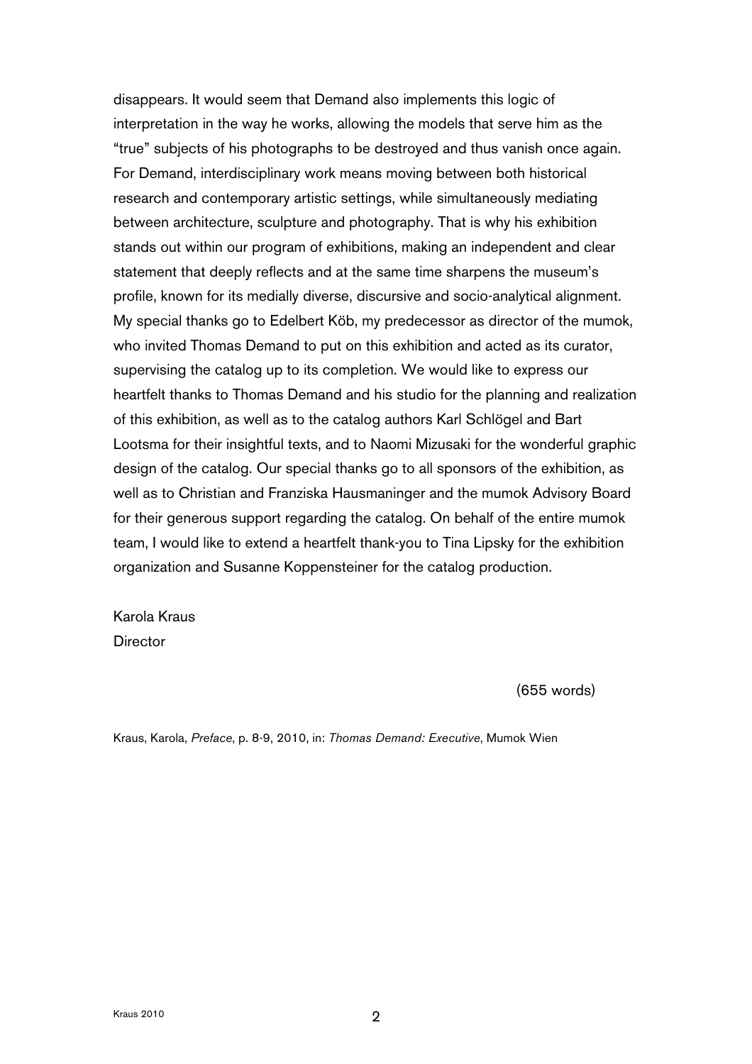disappears. It would seem that Demand also implements this logic of interpretation in the way he works, allowing the models that serve him as the "true" subjects of his photographs to be destroyed and thus vanish once again. For Demand, interdisciplinary work means moving between both historical research and contemporary artistic settings, while simultaneously mediating between architecture, sculpture and photography. That is why his exhibition stands out within our program of exhibitions, making an independent and clear statement that deeply reflects and at the same time sharpens the museum's profile, known for its medially diverse, discursive and socio-analytical alignment. My special thanks go to Edelbert Köb, my predecessor as director of the mumok, who invited Thomas Demand to put on this exhibition and acted as its curator, supervising the catalog up to its completion. We would like to express our heartfelt thanks to Thomas Demand and his studio for the planning and realization of this exhibition, as well as to the catalog authors Karl Schlögel and Bart Lootsma for their insightful texts, and to Naomi Mizusaki for the wonderful graphic design of the catalog. Our special thanks go to all sponsors of the exhibition, as well as to Christian and Franziska Hausmaninger and the mumok Advisory Board for their generous support regarding the catalog. On behalf of the entire mumok team, I would like to extend a heartfelt thank-you to Tina Lipsky for the exhibition organization and Susanne Koppensteiner for the catalog production.

Karola Kraus
Director

(655 words)

Kraus, Karola, *Preface*, p. 8-9, 2010, in: *Thomas Demand: Executive*, Mumok Wien